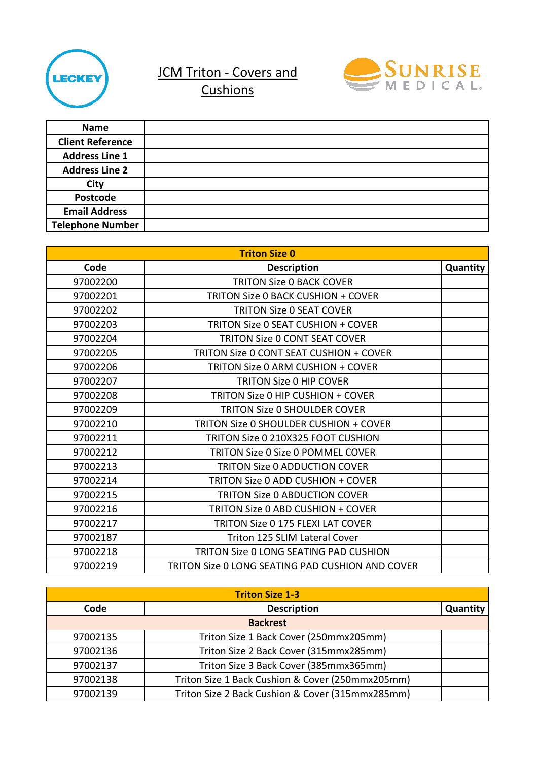# JCM Triton - Covers and Cushions

| Name | |
|---|---|
| Client Reference | |
| Address Line 1 | |
| Address Line 2 | |
| City | |
| Postcode | |
| Email Address | |
| Telephone Number | |

| Triton Size 0 | | |
|---|---|---|
| **Code** | **Description** | **Quantity** |
| 97002200 | TRITON Size 0 BACK COVER | |
| 97002201 | TRITON Size 0 BACK CUSHION + COVER | |
| 97002202 | TRITON Size 0 SEAT COVER | |
| 97002203 | TRITON Size 0 SEAT CUSHION + COVER | |
| 97002204 | TRITON Size 0 CONT SEAT COVER | |
| 97002205 | TRITON Size 0 CONT SEAT CUSHION + COVER | |
| 97002206 | TRITON Size 0 ARM CUSHION + COVER | |
| 97002207 | TRITON Size 0 HIP COVER | |
| 97002208 | TRITON Size 0 HIP CUSHION + COVER | |
| 97002209 | TRITON Size 0 SHOULDER COVER | |
| 97002210 | TRITON Size 0 SHOULDER CUSHION + COVER | |
| 97002211 | TRITON Size 0 210X325 FOOT CUSHION | |
| 97002212 | TRITON Size 0 Size 0 POMMEL COVER | |
| 97002213 | TRITON Size 0 ADDUCTION COVER | |
| 97002214 | TRITON Size 0 ADD CUSHION + COVER | |
| 97002215 | TRITON Size 0 ABDUCTION COVER | |
| 97002216 | TRITON Size 0 ABD CUSHION + COVER | |
| 97002217 | TRITON Size 0 175 FLEXI LAT COVER | |
| 97002187 | Triton 125 SLIM Lateral Cover | |
| 97002218 | TRITON Size 0 LONG SEATING PAD CUSHION | |
| 97002219 | TRITON Size 0 LONG SEATING PAD CUSHION AND COVER | |

| Triton Size 1-3 | | |
|---|---|---|
| **Code** | **Description** | **Quantity** |
| **Backrest** | | |
| 97002135 | Triton Size 1 Back Cover (250mmx205mm) | |
| 97002136 | Triton Size 2 Back Cover (315mmx285mm) | |
| 97002137 | Triton Size 3 Back Cover (385mmx365mm) | |
| 97002138 | Triton Size 1 Back Cushion & Cover (250mmx205mm) | |
| 97002139 | Triton Size 2 Back Cushion & Cover (315mmx285mm) | |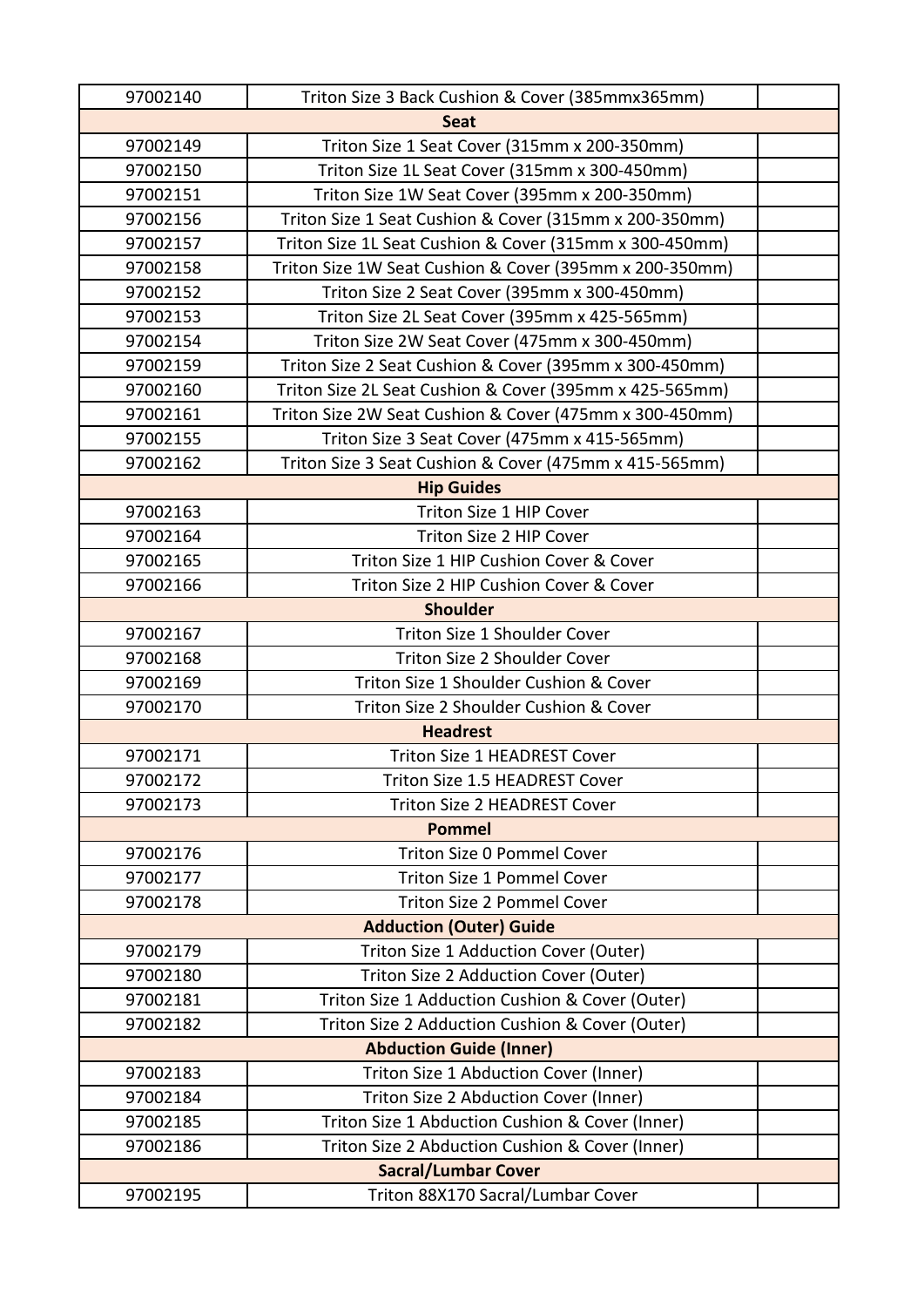| | | |
|---|---|---|
| 97002140 | Triton Size 3 Back Cushion & Cover (385mmx365mm) | |
| **Seat** | | |
| 97002149 | Triton Size 1 Seat Cover (315mm x 200-350mm) | |
| 97002150 | Triton Size 1L Seat Cover (315mm x 300-450mm) | |
| 97002151 | Triton Size 1W Seat Cover (395mm x 200-350mm) | |
| 97002156 | Triton Size 1 Seat Cushion & Cover (315mm x 200-350mm) | |
| 97002157 | Triton Size 1L Seat Cushion & Cover (315mm x 300-450mm) | |
| 97002158 | Triton Size 1W Seat Cushion & Cover (395mm x 200-350mm) | |
| 97002152 | Triton Size 2 Seat Cover (395mm x 300-450mm) | |
| 97002153 | Triton Size 2L Seat Cover (395mm x 425-565mm) | |
| 97002154 | Triton Size 2W Seat Cover (475mm x 300-450mm) | |
| 97002159 | Triton Size 2 Seat Cushion & Cover (395mm x 300-450mm) | |
| 97002160 | Triton Size 2L Seat Cushion & Cover (395mm x 425-565mm) | |
| 97002161 | Triton Size 2W Seat Cushion & Cover (475mm x 300-450mm) | |
| 97002155 | Triton Size 3 Seat Cover (475mm x 415-565mm) | |
| 97002162 | Triton Size 3 Seat Cushion & Cover (475mm x 415-565mm) | |
| **Hip Guides** | | |
| 97002163 | Triton Size 1 HIP Cover | |
| 97002164 | Triton Size 2 HIP Cover | |
| 97002165 | Triton Size 1 HIP Cushion Cover & Cover | |
| 97002166 | Triton Size 2 HIP Cushion Cover & Cover | |
| **Shoulder** | | |
| 97002167 | Triton Size 1 Shoulder Cover | |
| 97002168 | Triton Size 2 Shoulder Cover | |
| 97002169 | Triton Size 1 Shoulder Cushion & Cover | |
| 97002170 | Triton Size 2 Shoulder Cushion & Cover | |
| **Headrest** | | |
| 97002171 | Triton Size 1 HEADREST Cover | |
| 97002172 | Triton Size 1.5 HEADREST Cover | |
| 97002173 | Triton Size 2 HEADREST Cover | |
| **Pommel** | | |
| 97002176 | Triton Size 0 Pommel Cover | |
| 97002177 | Triton Size 1 Pommel Cover | |
| 97002178 | Triton Size 2 Pommel Cover | |
| **Adduction (Outer) Guide** | | |
| 97002179 | Triton Size 1 Adduction Cover (Outer) | |
| 97002180 | Triton Size 2 Adduction Cover (Outer) | |
| 97002181 | Triton Size 1 Adduction Cushion & Cover (Outer) | |
| 97002182 | Triton Size 2 Adduction Cushion & Cover (Outer) | |
| **Abduction Guide (Inner)** | | |
| 97002183 | Triton Size 1 Abduction Cover (Inner) | |
| 97002184 | Triton Size 2 Abduction Cover (Inner) | |
| 97002185 | Triton Size 1 Abduction Cushion & Cover (Inner) | |
| 97002186 | Triton Size 2 Abduction Cushion & Cover (Inner) | |
| **Sacral/Lumbar Cover** | | |
| 97002195 | Triton 88X170 Sacral/Lumbar Cover | |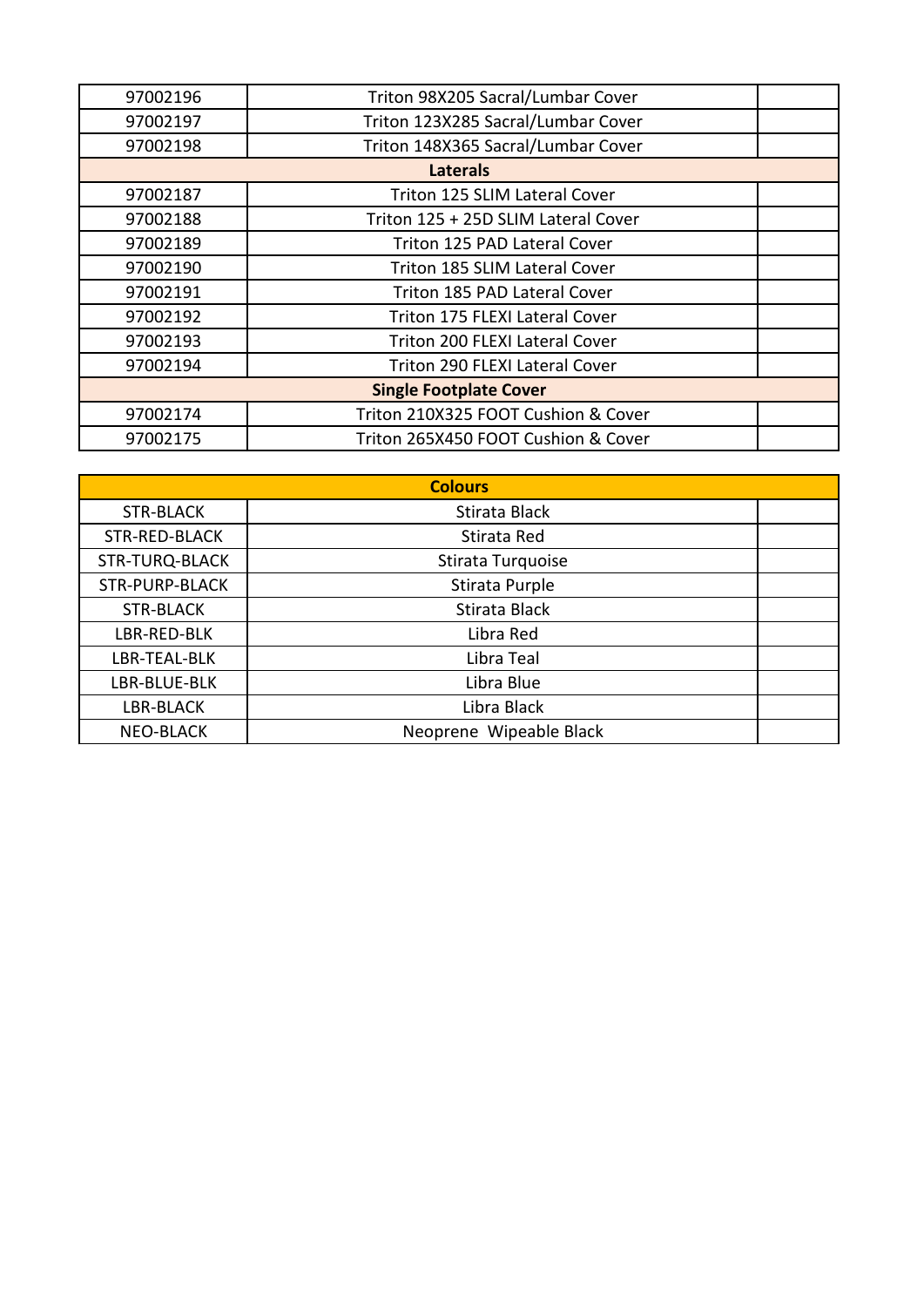| | | |
|---|---|---|
| 97002196 | Triton 98X205 Sacral/Lumbar Cover | |
| 97002197 | Triton 123X285 Sacral/Lumbar Cover | |
| 97002198 | Triton 148X365 Sacral/Lumbar Cover | |
| **Laterals** | | |
| 97002187 | Triton 125 SLIM Lateral Cover | |
| 97002188 | Triton 125 + 25D SLIM Lateral Cover | |
| 97002189 | Triton 125 PAD Lateral Cover | |
| 97002190 | Triton 185 SLIM Lateral Cover | |
| 97002191 | Triton 185 PAD Lateral Cover | |
| 97002192 | Triton 175 FLEXI Lateral Cover | |
| 97002193 | Triton 200 FLEXI Lateral Cover | |
| 97002194 | Triton 290 FLEXI Lateral Cover | |
| **Single Footplate Cover** | | |
| 97002174 | Triton 210X325 FOOT Cushion & Cover | |
| 97002175 | Triton 265X450 FOOT Cushion & Cover | |

| **Colours** | | |
|---|---|---|
| STR-BLACK | Stirata Black | |
| STR-RED-BLACK | Stirata Red | |
| STR-TURQ-BLACK | Stirata Turquoise | |
| STR-PURP-BLACK | Stirata Purple | |
| STR-BLACK | Stirata Black | |
| LBR-RED-BLK | Libra Red | |
| LBR-TEAL-BLK | Libra Teal | |
| LBR-BLUE-BLK | Libra Blue | |
| LBR-BLACK | Libra Black | |
| NEO-BLACK | Neoprene Wipeable Black | |